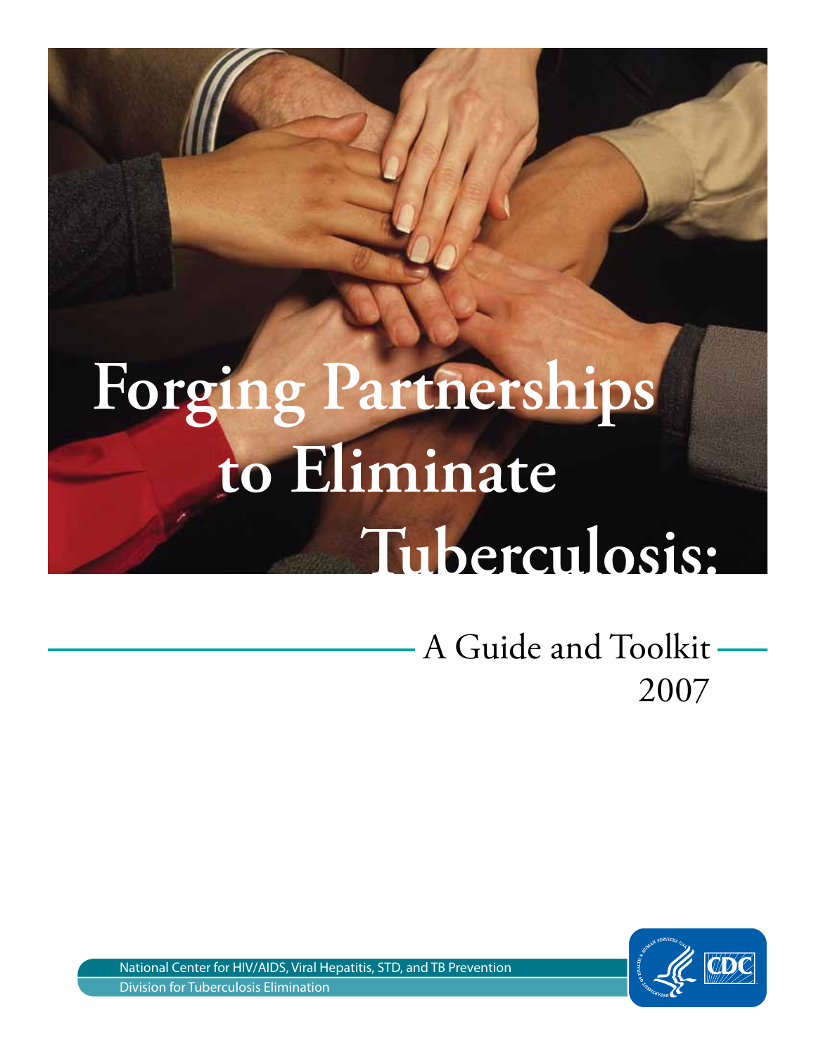# Forging Partnerships to Eliminate Tuberculosis:

## A Guide and Toolkit
## 2007

National Center for HIV/AIDS, Viral Hepatitis, STD, and TB Prevention
Division for Tuberculosis Elimination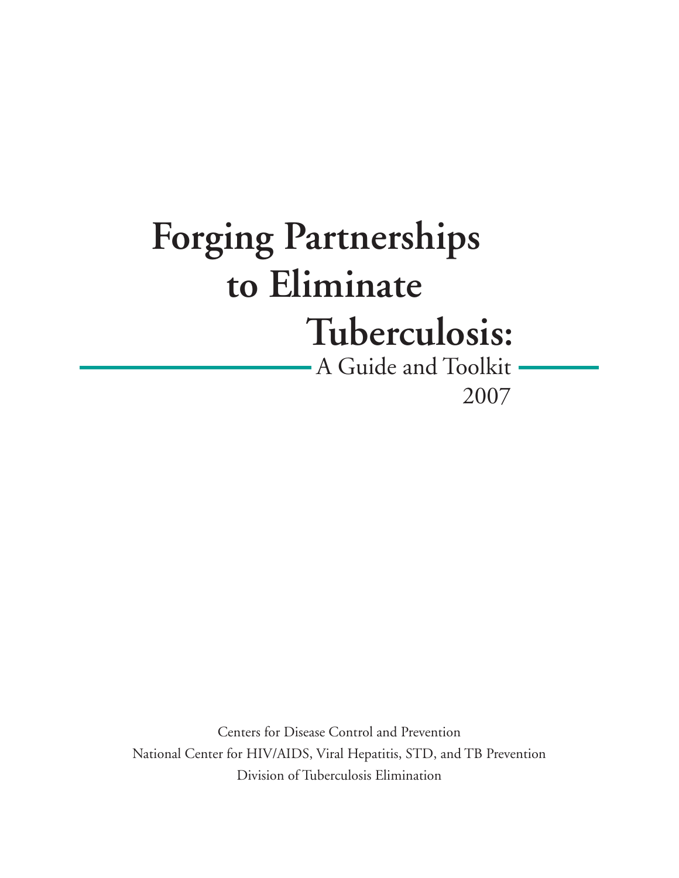# Forging Partnerships to Eliminate Tuberculosis:

A Guide and Toolkit

2007

Centers for Disease Control and Prevention

National Center for HIV/AIDS, Viral Hepatitis, STD, and TB Prevention

Division of Tuberculosis Elimination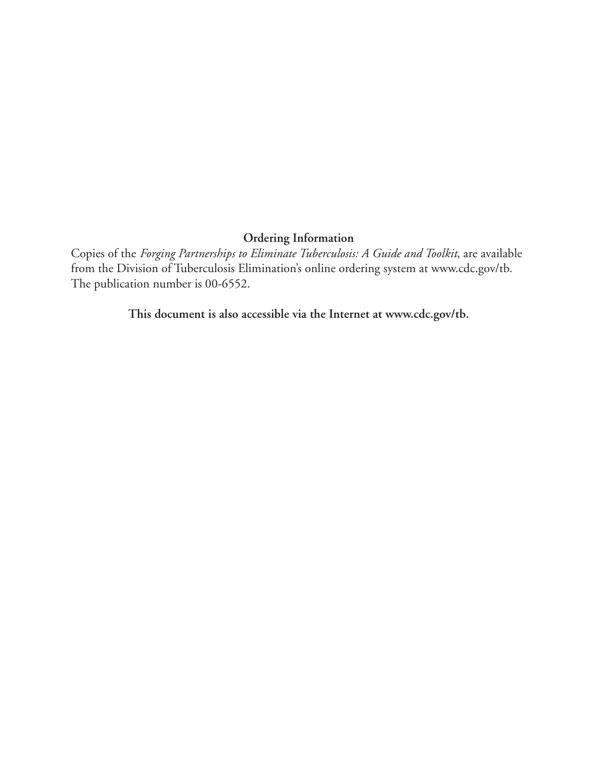**Ordering Information**

Copies of the *Forging Partnerships to Eliminate Tuberculosis: A Guide and Toolkit*, are available from the Division of Tuberculosis Elimination's online ordering system at www.cdc.gov/tb. The publication number is 00-6552.

**This document is also accessible via the Internet at www.cdc.gov/tb.**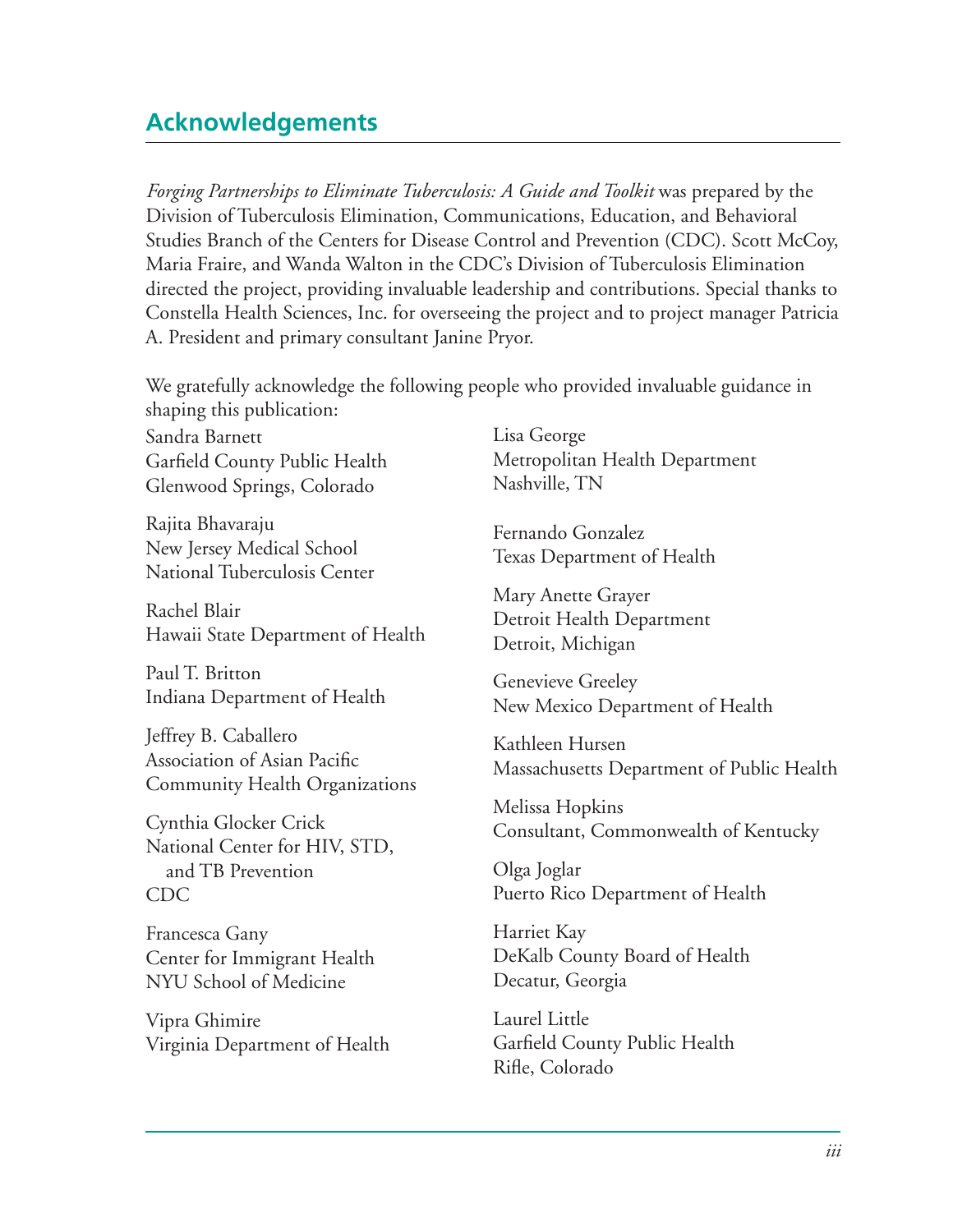## Acknowledgements

*Forging Partnerships to Eliminate Tuberculosis: A Guide and Toolkit* was prepared by the Division of Tuberculosis Elimination, Communications, Education, and Behavioral Studies Branch of the Centers for Disease Control and Prevention (CDC). Scott McCoy, Maria Fraire, and Wanda Walton in the CDC's Division of Tuberculosis Elimination directed the project, providing invaluable leadership and contributions. Special thanks to Constella Health Sciences, Inc. for overseeing the project and to project manager Patricia A. President and primary consultant Janine Pryor.

We gratefully acknowledge the following people who provided invaluable guidance in shaping this publication:

Sandra Barnett
Garfield County Public Health
Glenwood Springs, Colorado

Rajita Bhavaraju
New Jersey Medical School
National Tuberculosis Center

Rachel Blair
Hawaii State Department of Health

Paul T. Britton
Indiana Department of Health

Jeffrey B. Caballero
Association of Asian Pacific
Community Health Organizations

Cynthia Glocker Crick
National Center for HIV, STD,
and TB Prevention
CDC

Francesca Gany
Center for Immigrant Health
NYU School of Medicine

Vipra Ghimire
Virginia Department of Health

Lisa George
Metropolitan Health Department
Nashville, TN

Fernando Gonzalez
Texas Department of Health

Mary Anette Grayer
Detroit Health Department
Detroit, Michigan

Genevieve Greeley
New Mexico Department of Health

Kathleen Hursen
Massachusetts Department of Public Health

Melissa Hopkins
Consultant, Commonwealth of Kentucky

Olga Joglar
Puerto Rico Department of Health

Harriet Kay
DeKalb County Board of Health
Decatur, Georgia

Laurel Little
Garfield County Public Health
Rifle, Colorado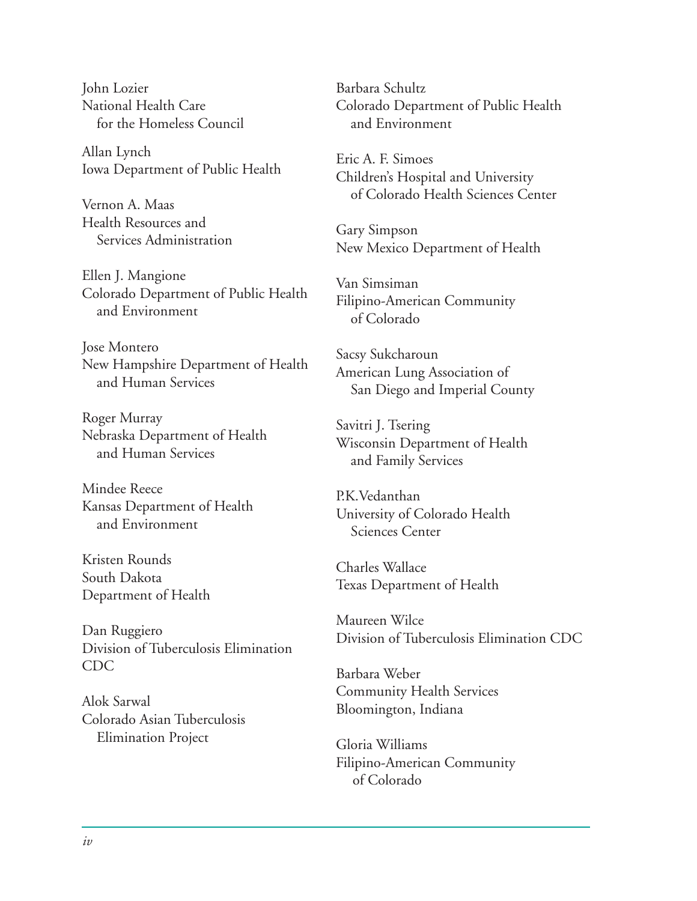John Lozier
National Health Care
for the Homeless Council

Allan Lynch
Iowa Department of Public Health

Vernon A. Maas
Health Resources and
Services Administration

Ellen J. Mangione
Colorado Department of Public Health
and Environment

Jose Montero
New Hampshire Department of Health
and Human Services

Roger Murray
Nebraska Department of Health
and Human Services

Mindee Reece
Kansas Department of Health
and Environment

Kristen Rounds
South Dakota
Department of Health

Dan Ruggiero
Division of Tuberculosis Elimination
CDC

Alok Sarwal
Colorado Asian Tuberculosis
Elimination Project

Barbara Schultz
Colorado Department of Public Health
and Environment

Eric A. F. Simoes
Children's Hospital and University
of Colorado Health Sciences Center

Gary Simpson
New Mexico Department of Health

Van Simsiman
Filipino-American Community
of Colorado

Sacsy Sukcharoun
American Lung Association of
San Diego and Imperial County

Savitri J. Tsering
Wisconsin Department of Health
and Family Services

P.K.Vedanthan
University of Colorado Health
Sciences Center

Charles Wallace
Texas Department of Health

Maureen Wilce
Division of Tuberculosis Elimination CDC

Barbara Weber
Community Health Services
Bloomington, Indiana

Gloria Williams
Filipino-American Community
of Colorado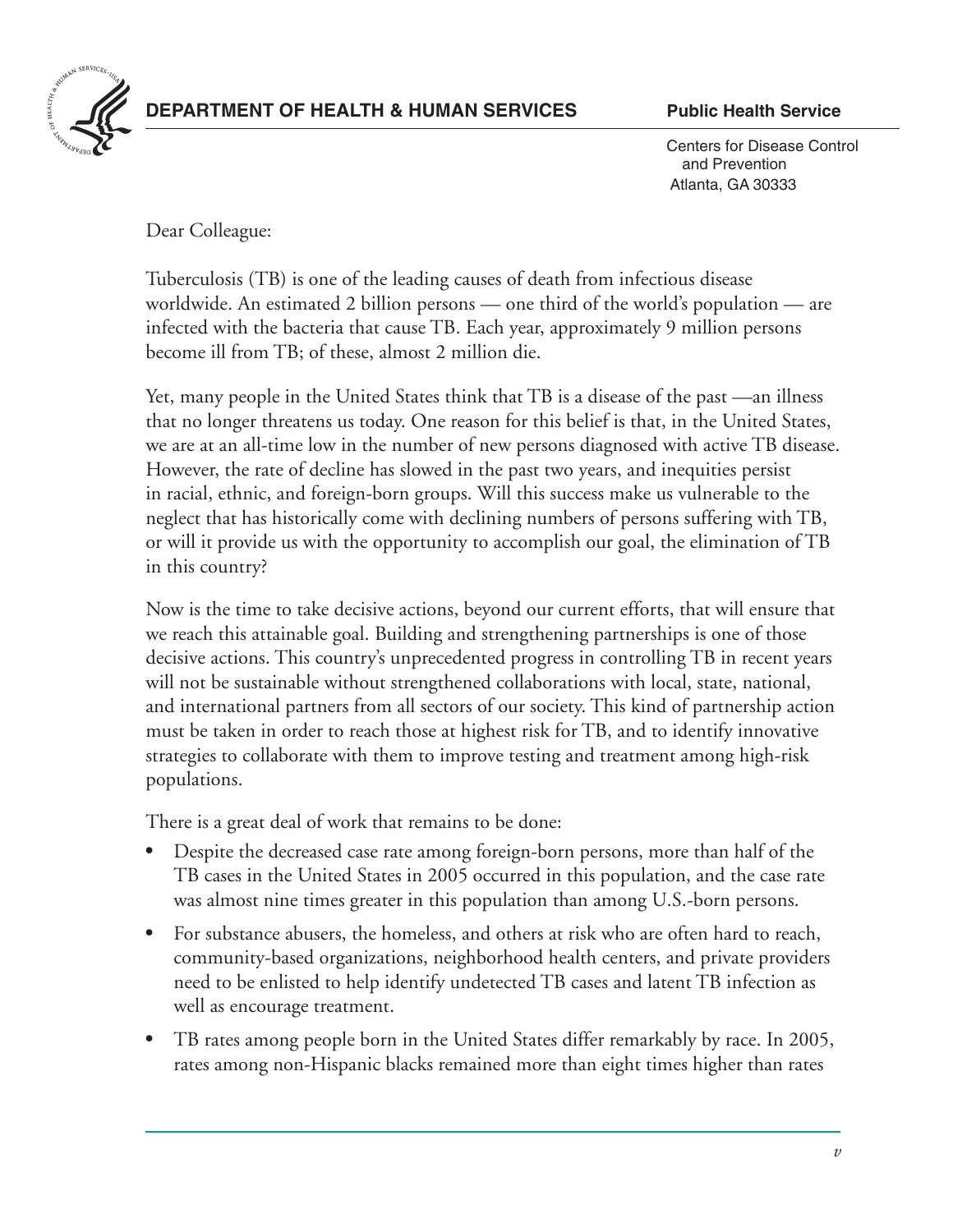**DEPARTMENT OF HEALTH & HUMAN SERVICES** **Public Health Service**

Centers for Disease Control
and Prevention
Atlanta, GA 30333

Dear Colleague:

Tuberculosis (TB) is one of the leading causes of death from infectious disease worldwide. An estimated 2 billion persons — one third of the world's population — are infected with the bacteria that cause TB. Each year, approximately 9 million persons become ill from TB; of these, almost 2 million die.

Yet, many people in the United States think that TB is a disease of the past —an illness that no longer threatens us today. One reason for this belief is that, in the United States, we are at an all-time low in the number of new persons diagnosed with active TB disease. However, the rate of decline has slowed in the past two years, and inequities persist in racial, ethnic, and foreign-born groups. Will this success make us vulnerable to the neglect that has historically come with declining numbers of persons suffering with TB, or will it provide us with the opportunity to accomplish our goal, the elimination of TB in this country?

Now is the time to take decisive actions, beyond our current efforts, that will ensure that we reach this attainable goal. Building and strengthening partnerships is one of those decisive actions. This country's unprecedented progress in controlling TB in recent years will not be sustainable without strengthened collaborations with local, state, national, and international partners from all sectors of our society. This kind of partnership action must be taken in order to reach those at highest risk for TB, and to identify innovative strategies to collaborate with them to improve testing and treatment among high-risk populations.

There is a great deal of work that remains to be done:

- Despite the decreased case rate among foreign-born persons, more than half of the TB cases in the United States in 2005 occurred in this population, and the case rate was almost nine times greater in this population than among U.S.-born persons.
- For substance abusers, the homeless, and others at risk who are often hard to reach, community-based organizations, neighborhood health centers, and private providers need to be enlisted to help identify undetected TB cases and latent TB infection as well as encourage treatment.
- TB rates among people born in the United States differ remarkably by race. In 2005, rates among non-Hispanic blacks remained more than eight times higher than rates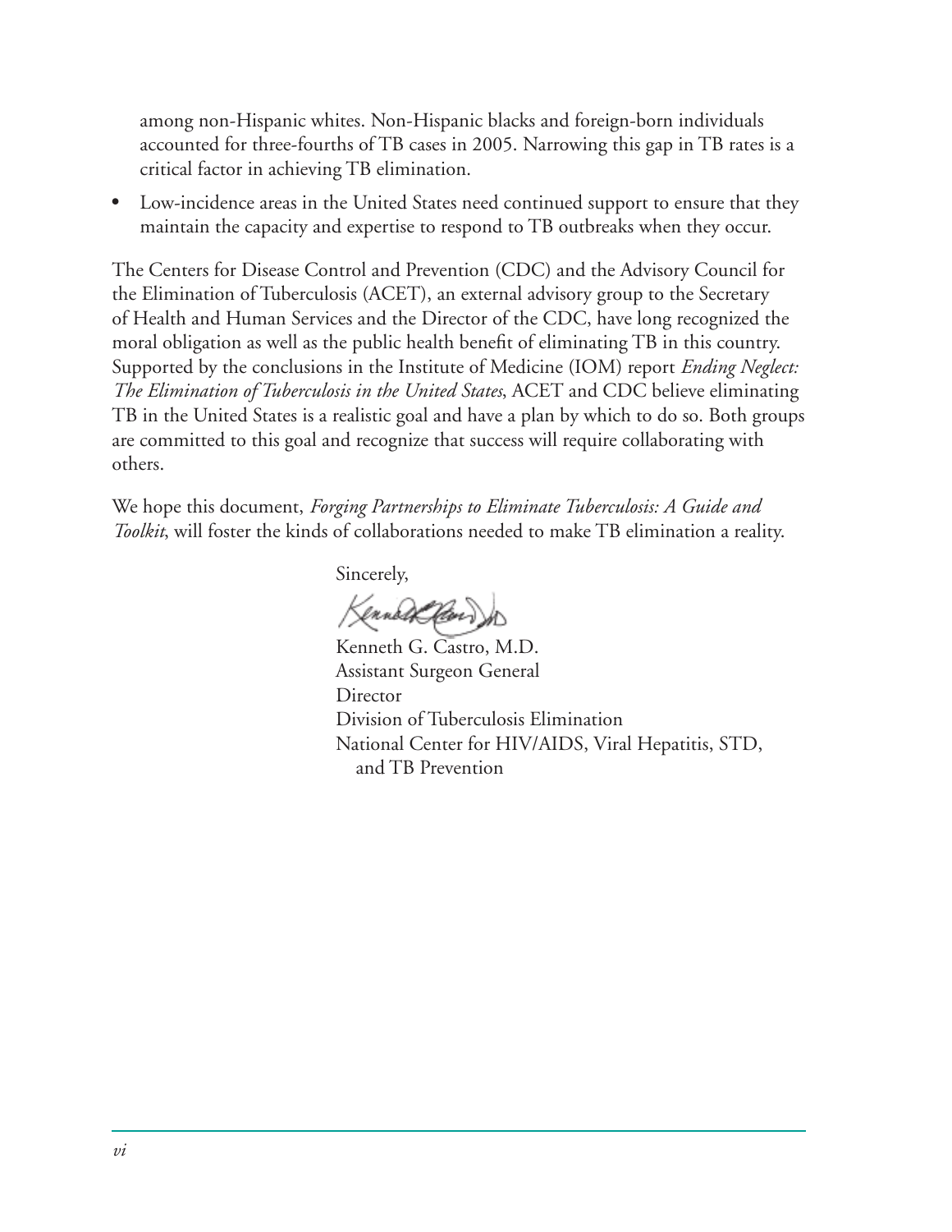among non-Hispanic whites. Non-Hispanic blacks and foreign-born individuals accounted for three-fourths of TB cases in 2005. Narrowing this gap in TB rates is a critical factor in achieving TB elimination.

- Low-incidence areas in the United States need continued support to ensure that they maintain the capacity and expertise to respond to TB outbreaks when they occur.

The Centers for Disease Control and Prevention (CDC) and the Advisory Council for the Elimination of Tuberculosis (ACET), an external advisory group to the Secretary of Health and Human Services and the Director of the CDC, have long recognized the moral obligation as well as the public health benefit of eliminating TB in this country. Supported by the conclusions in the Institute of Medicine (IOM) report *Ending Neglect: The Elimination of Tuberculosis in the United States*, ACET and CDC believe eliminating TB in the United States is a realistic goal and have a plan by which to do so. Both groups are committed to this goal and recognize that success will require collaborating with others.

We hope this document, *Forging Partnerships to Eliminate Tuberculosis: A Guide and Toolkit*, will foster the kinds of collaborations needed to make TB elimination a reality.

Sincerely,

Kenneth G. Castro, M.D.
Assistant Surgeon General
Director
Division of Tuberculosis Elimination
National Center for HIV/AIDS, Viral Hepatitis, STD, and TB Prevention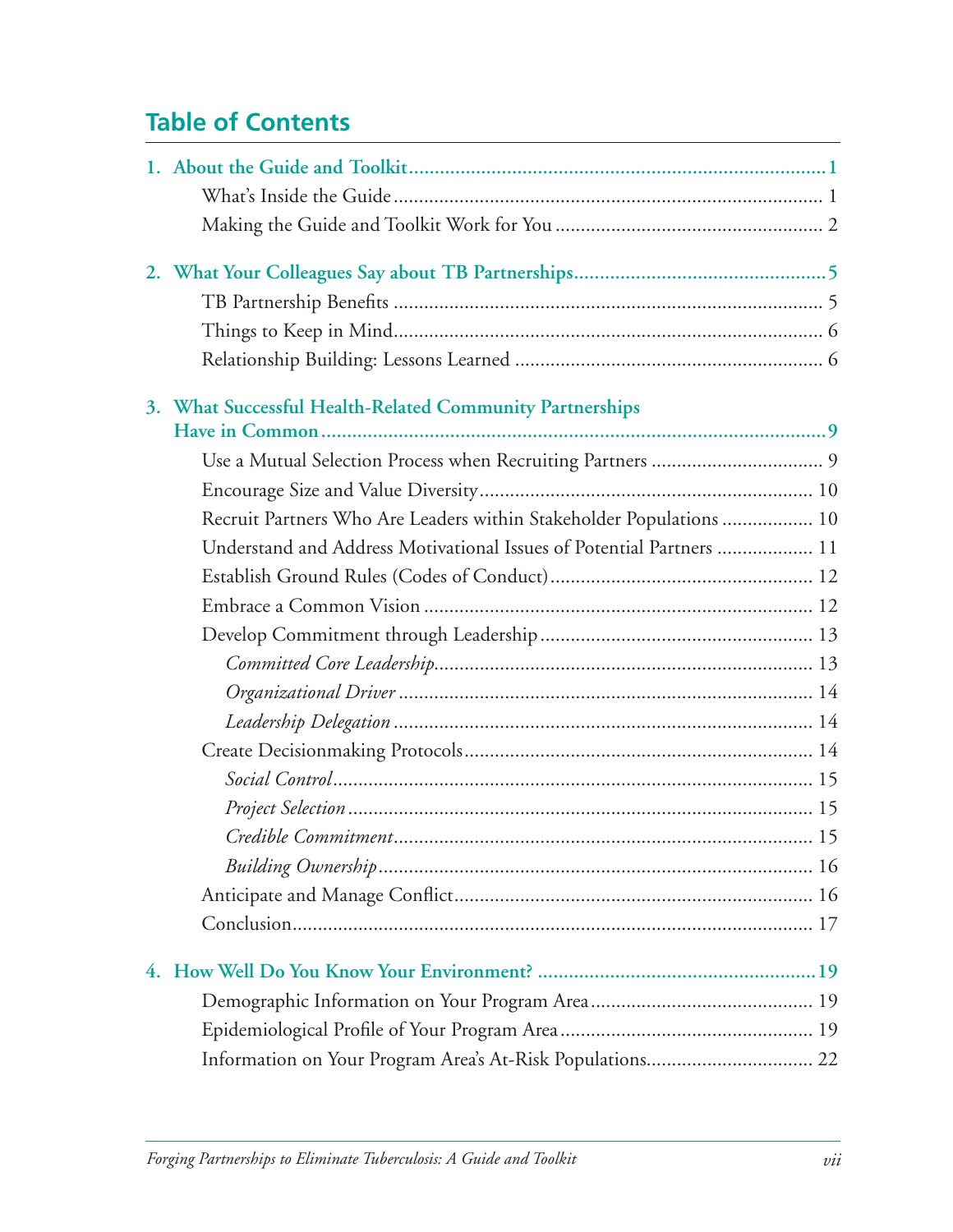## Table of Contents

**1. About the Guide and Toolkit** ........ **1**

- What's Inside the Guide ........ 1
- Making the Guide and Toolkit Work for You ........ 2

**2. What Your Colleagues Say about TB Partnerships** ........ **5**

- TB Partnership Benefits ........ 5
- Things to Keep in Mind ........ 6
- Relationship Building: Lessons Learned ........ 6

**3. What Successful Health-Related Community Partnerships Have in Common** ........ **9**

- Use a Mutual Selection Process when Recruiting Partners ........ 9
- Encourage Size and Value Diversity ........ 10
- Recruit Partners Who Are Leaders within Stakeholder Populations ........ 10
- Understand and Address Motivational Issues of Potential Partners ........ 11
- Establish Ground Rules (Codes of Conduct) ........ 12
- Embrace a Common Vision ........ 12
- Develop Commitment through Leadership ........ 13
  - *Committed Core Leadership* ........ 13
  - *Organizational Driver* ........ 14
  - *Leadership Delegation* ........ 14
- Create Decisionmaking Protocols ........ 14
  - *Social Control* ........ 15
  - *Project Selection* ........ 15
  - *Credible Commitment* ........ 15
  - *Building Ownership* ........ 16
- Anticipate and Manage Conflict ........ 16
- Conclusion ........ 17

**4. How Well Do You Know Your Environment?** ........ **19**

- Demographic Information on Your Program Area ........ 19
- Epidemiological Profile of Your Program Area ........ 19
- Information on Your Program Area's At-Risk Populations ........ 22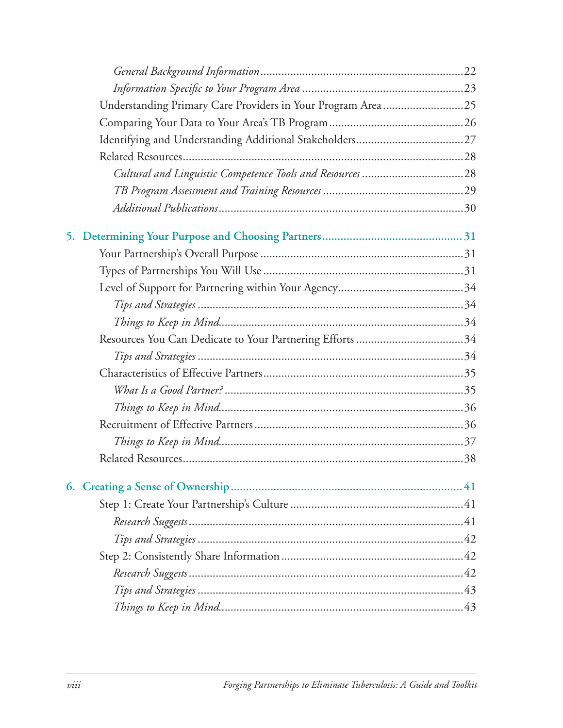*General Background Information* ... 22

*Information Specific to Your Program Area* ... 23

Understanding Primary Care Providers in Your Program Area ... 25

Comparing Your Data to Your Area's TB Program ... 26

Identifying and Understanding Additional Stakeholders ... 27

Related Resources ... 28

*Cultural and Linguistic Competence Tools and Resources* ... 28

*TB Program Assessment and Training Resources* ... 29

*Additional Publications* ... 30

**5. Determining Your Purpose and Choosing Partners ... 31**

Your Partnership's Overall Purpose ... 31

Types of Partnerships You Will Use ... 31

Level of Support for Partnering within Your Agency ... 34

*Tips and Strategies* ... 34

*Things to Keep in Mind* ... 34

Resources You Can Dedicate to Your Partnering Efforts ... 34

*Tips and Strategies* ... 34

Characteristics of Effective Partners ... 35

*What Is a Good Partner?* ... 35

*Things to Keep in Mind* ... 36

Recruitment of Effective Partners ... 36

*Things to Keep in Mind* ... 37

Related Resources ... 38

**6. Creating a Sense of Ownership ... 41**

Step 1: Create Your Partnership's Culture ... 41

*Research Suggests* ... 41

*Tips and Strategies* ... 42

Step 2: Consistently Share Information ... 42

*Research Suggests* ... 42

*Tips and Strategies* ... 43

*Things to Keep in Mind* ... 43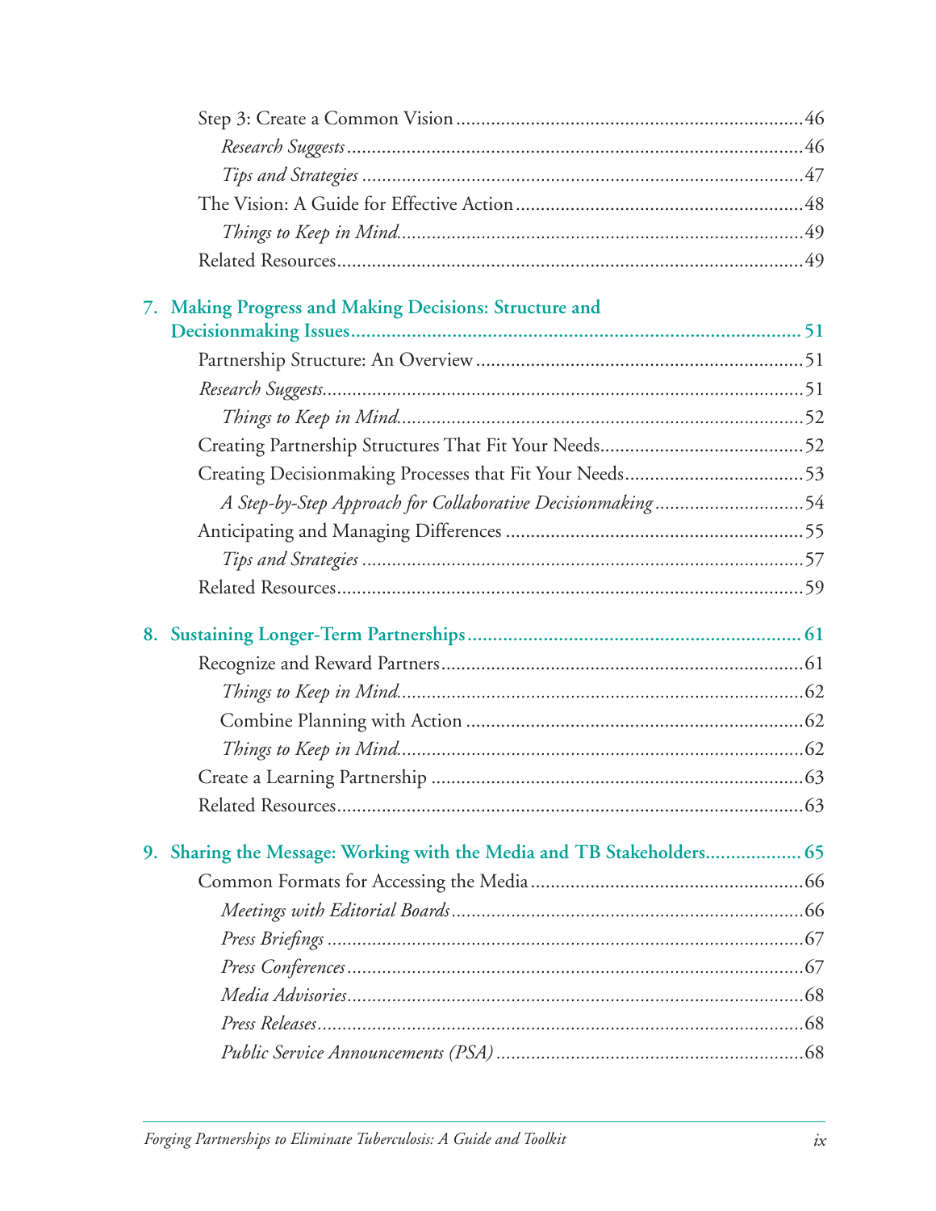Step 3: Create a Common Vision ....................................................................46

*Research Suggests* ...........................................................................................46

*Tips and Strategies* ........................................................................................47

The Vision: A Guide for Effective Action ........................................................48

*Things to Keep in Mind*.................................................................................49

Related Resources.............................................................................................49

**7. Making Progress and Making Decisions: Structure and Decisionmaking Issues ......................................................................................... 51**

Partnership Structure: An Overview .................................................................51

*Research Suggests*...............................................................................................51

*Things to Keep in Mind*.................................................................................52

Creating Partnership Structures That Fit Your Needs........................................52

Creating Decisionmaking Processes that Fit Your Needs...................................53

*A Step-by-Step Approach for Collaborative Decisionmaking* .............................54

Anticipating and Managing Differences ...........................................................55

*Tips and Strategies* ........................................................................................57

Related Resources.............................................................................................59

**8. Sustaining Longer-Term Partnerships ................................................................... 61**

Recognize and Reward Partners........................................................................61

*Things to Keep in Mind*.................................................................................62

Combine Planning with Action ...................................................................62

*Things to Keep in Mind*.................................................................................62

Create a Learning Partnership ..........................................................................63

Related Resources.............................................................................................63

**9. Sharing the Message: Working with the Media and TB Stakeholders.................. 65**

Common Formats for Accessing the Media ......................................................66

*Meetings with Editorial Boards*......................................................................66

*Press Briefings* ...............................................................................................67

*Press Conferences* ...........................................................................................67

*Media Advisories*...........................................................................................68

*Press Releases*.................................................................................................68

*Public Service Announcements (PSA)* ............................................................68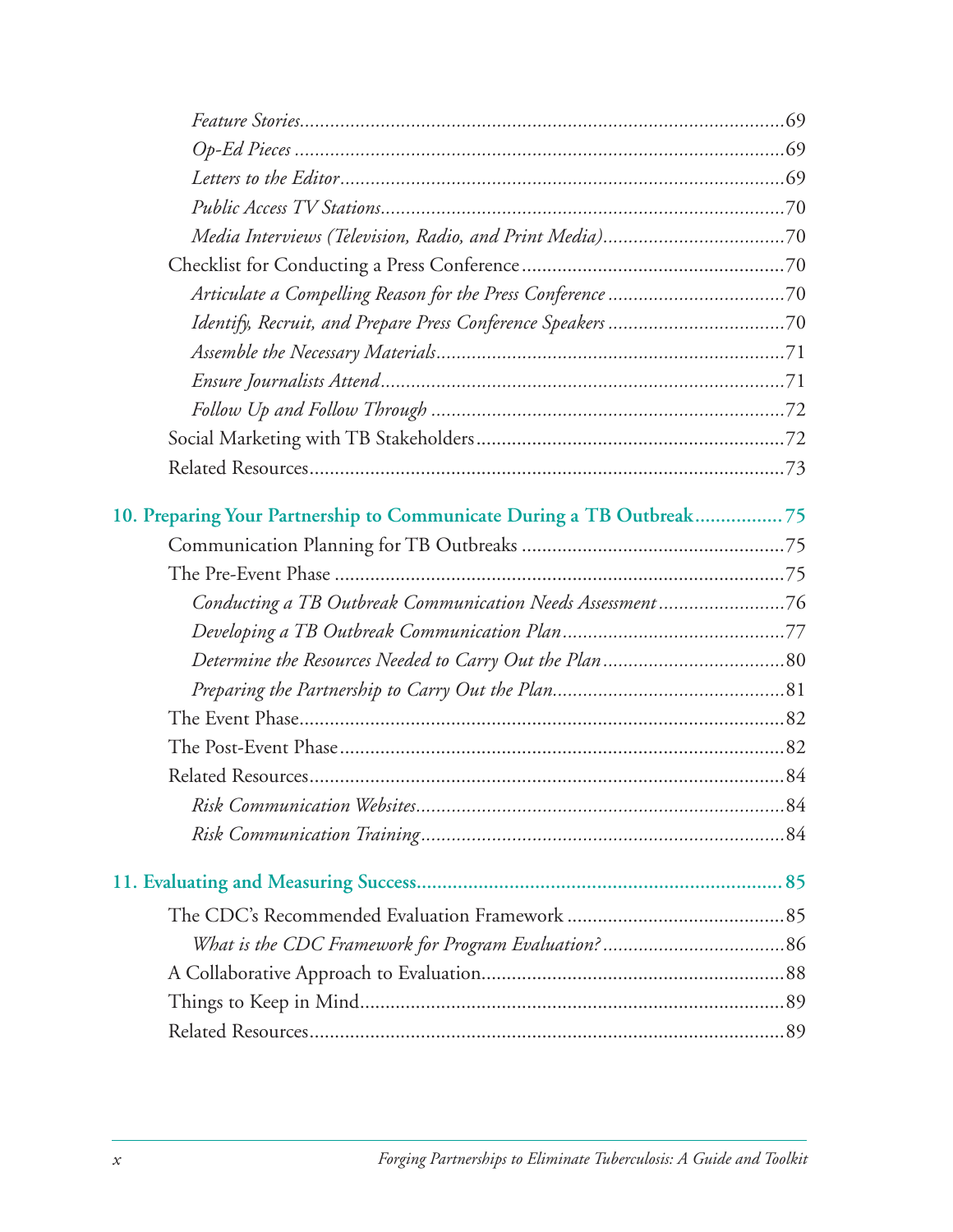*Feature Stories*..............................................................................................69

*Op-Ed Pieces* ...............................................................................................69

*Letters to the Editor*......................................................................................69

*Public Access TV Stations*..............................................................................70

*Media Interviews (Television, Radio, and Print Media)*...................................70

Checklist for Conducting a Press Conference...................................................70

*Articulate a Compelling Reason for the Press Conference* ..................................70

*Identify, Recruit, and Prepare Press Conference Speakers* ..................................70

*Assemble the Necessary Materials*....................................................................71

*Ensure Journalists Attend*..............................................................................71

*Follow Up and Follow Through* .....................................................................72

Social Marketing with TB Stakeholders............................................................72

Related Resources............................................................................................73

**10. Preparing Your Partnership to Communicate During a TB Outbreak.................75**

Communication Planning for TB Outbreaks ....................................................75

The Pre-Event Phase .......................................................................................75

*Conducting a TB Outbreak Communication Needs Assessment*........................76

*Developing a TB Outbreak Communication Plan*...........................................77

*Determine the Resources Needed to Carry Out the Plan*...................................80

*Preparing the Partnership to Carry Out the Plan*.............................................81

The Event Phase..............................................................................................82

The Post-Event Phase......................................................................................82

Related Resources............................................................................................84

*Risk Communication Websites*.......................................................................84

*Risk Communication Training*.......................................................................84

**11. Evaluating and Measuring Success.......................................................................85**

The CDC's Recommended Evaluation Framework ...........................................85

*What is the CDC Framework for Program Evaluation?*...................................86

A Collaborative Approach to Evaluation...........................................................88

Things to Keep in Mind...................................................................................89

Related Resources............................................................................................89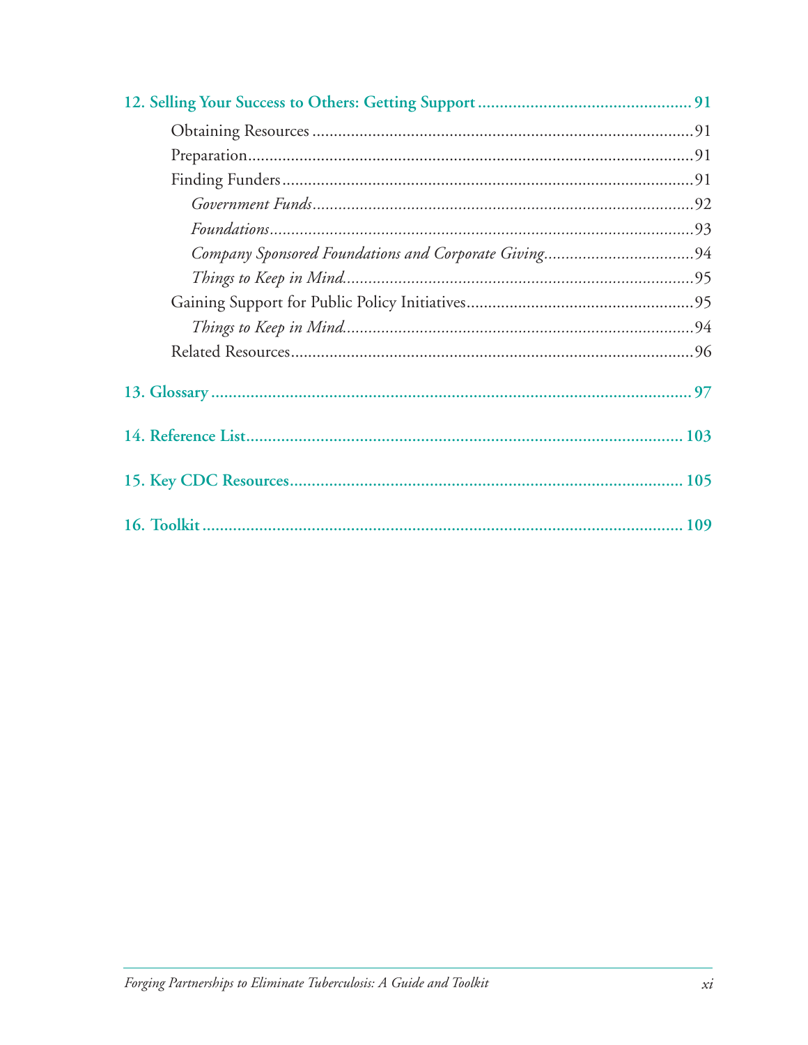**12. Selling Your Success to Others: Getting Support** ........................................ **91**

Obtaining Resources ........................................ 91

Preparation ........................................ 91

Finding Funders ........................................ 91

*Government Funds* ........................................ 92

*Foundations* ........................................ 93

*Company Sponsored Foundations and Corporate Giving* ........................................ 94

*Things to Keep in Mind* ........................................ 95

Gaining Support for Public Policy Initiatives ........................................ 95

*Things to Keep in Mind* ........................................ 94

Related Resources ........................................ 96

**13. Glossary** ........................................ **97**

**14. Reference List** ........................................ **103**

**15. Key CDC Resources** ........................................ **105**

**16. Toolkit** ........................................ **109**